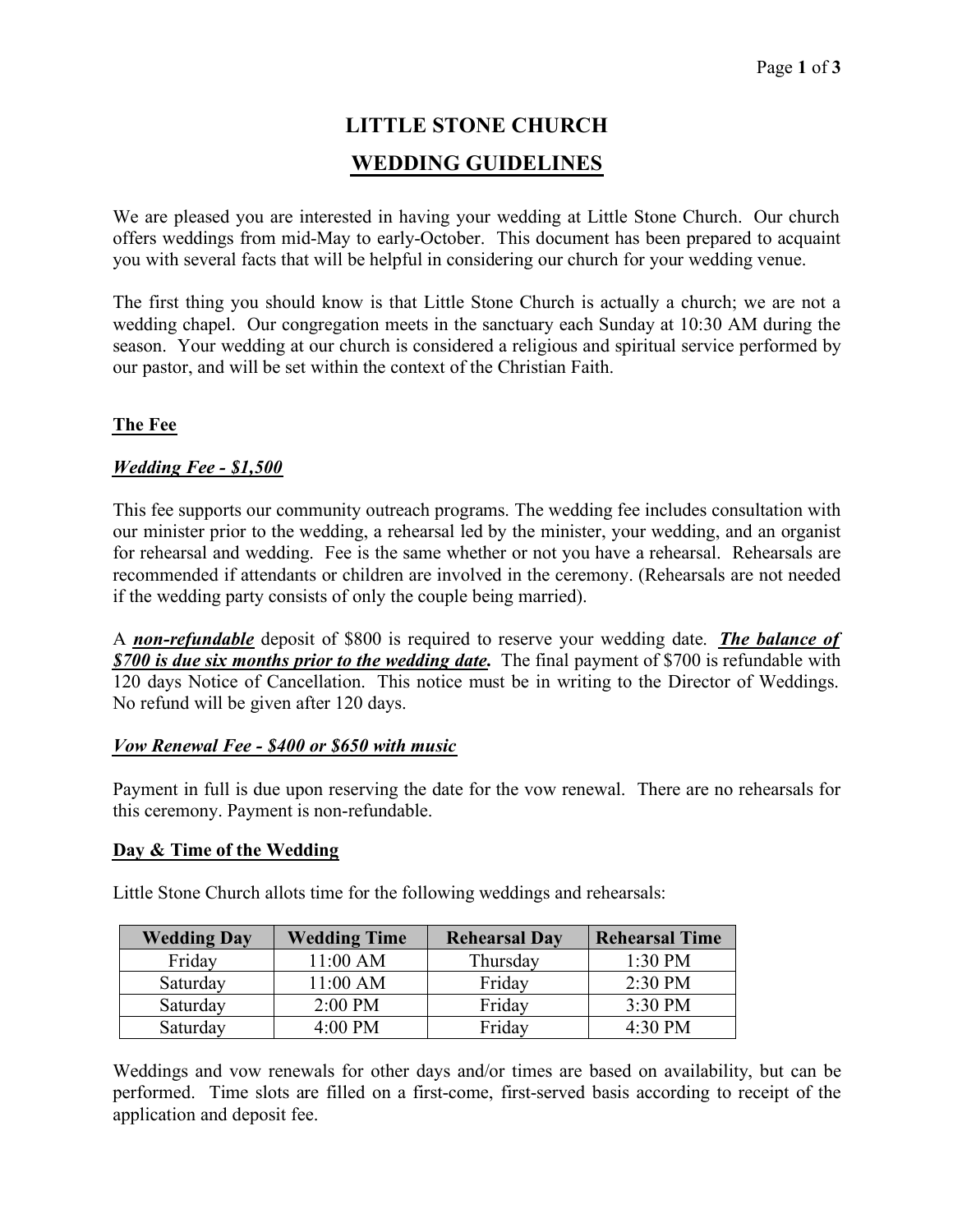# LITTLE STONE CHURCH

## WEDDING GUIDELINES

We are pleased you are interested in having your wedding at Little Stone Church. Our church offers weddings from mid-May to early-October. This document has been prepared to acquaint you with several facts that will be helpful in considering our church for your wedding venue.

The first thing you should know is that Little Stone Church is actually a church; we are not a wedding chapel. Our congregation meets in the sanctuary each Sunday at 10:30 AM during the season. Your wedding at our church is considered a religious and spiritual service performed by our pastor, and will be set within the context of the Christian Faith.

### The Fee

#### *Wedding Fee - $1,500*

This fee supports our community outreach programs. The wedding fee includes consultation with our minister prior to the wedding, a rehearsal led by the minister, your wedding, and an organist for rehearsal and wedding. Fee is the same whether or not you have a rehearsal. Rehearsals are recommended if attendants or children are involved in the ceremony. (Rehearsals are not needed if the wedding party consists of only the couple being married).

A ***non-refundable*** deposit of $800 is required to reserve your wedding date. ***The balance of $700 is due six months prior to the wedding date.*** The final payment of $700 is refundable with 120 days Notice of Cancellation. This notice must be in writing to the Director of Weddings. No refund will be given after 120 days.

#### *Vow Renewal Fee - $400 or $650 with music*

Payment in full is due upon reserving the date for the vow renewal. There are no rehearsals for this ceremony. Payment is non-refundable.

### Day & Time of the Wedding

Little Stone Church allots time for the following weddings and rehearsals:

| Wedding Day | Wedding Time | Rehearsal Day | Rehearsal Time |
|---|---|---|---|
| Friday | 11:00 AM | Thursday | 1:30 PM |
| Saturday | 11:00 AM | Friday | 2:30 PM |
| Saturday | 2:00 PM | Friday | 3:30 PM |
| Saturday | 4:00 PM | Friday | 4:30 PM |

Weddings and vow renewals for other days and/or times are based on availability, but can be performed. Time slots are filled on a first-come, first-served basis according to receipt of the application and deposit fee.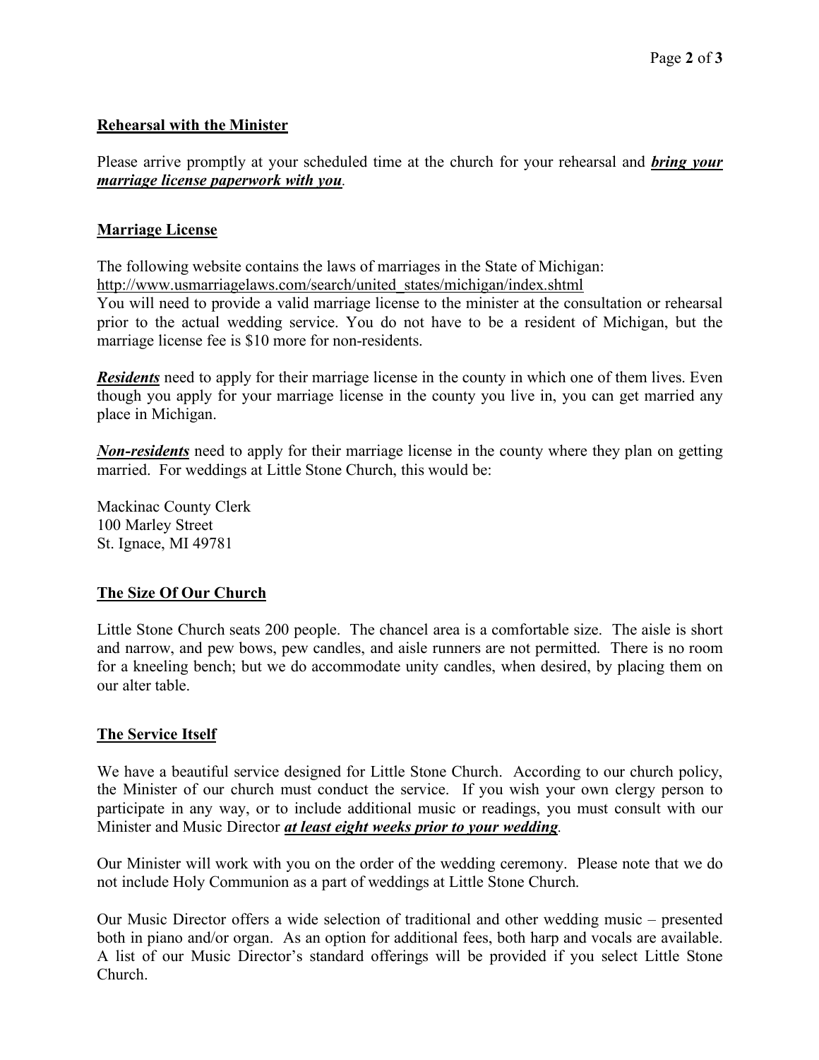## Rehearsal with the Minister

Please arrive promptly at your scheduled time at the church for your rehearsal and ***bring your marriage license paperwork with you***.

## Marriage License

The following website contains the laws of marriages in the State of Michigan:
http://www.usmarriagelaws.com/search/united_states/michigan/index.shtml
You will need to provide a valid marriage license to the minister at the consultation or rehearsal prior to the actual wedding service. You do not have to be a resident of Michigan, but the marriage license fee is $10 more for non-residents.

***Residents*** need to apply for their marriage license in the county in which one of them lives. Even though you apply for your marriage license in the county you live in, you can get married any place in Michigan.

***Non-residents*** need to apply for their marriage license in the county where they plan on getting married. For weddings at Little Stone Church, this would be:

Mackinac County Clerk
100 Marley Street
St. Ignace, MI 49781

## The Size Of Our Church

Little Stone Church seats 200 people. The chancel area is a comfortable size. The aisle is short and narrow, and pew bows, pew candles, and aisle runners are not permitted. There is no room for a kneeling bench; but we do accommodate unity candles, when desired, by placing them on our alter table.

## The Service Itself

We have a beautiful service designed for Little Stone Church. According to our church policy, the Minister of our church must conduct the service. If you wish your own clergy person to participate in any way, or to include additional music or readings, you must consult with our Minister and Music Director ***at least eight weeks prior to your wedding***.

Our Minister will work with you on the order of the wedding ceremony. Please note that we do not include Holy Communion as a part of weddings at Little Stone Church.

Our Music Director offers a wide selection of traditional and other wedding music – presented both in piano and/or organ. As an option for additional fees, both harp and vocals are available. A list of our Music Director's standard offerings will be provided if you select Little Stone Church.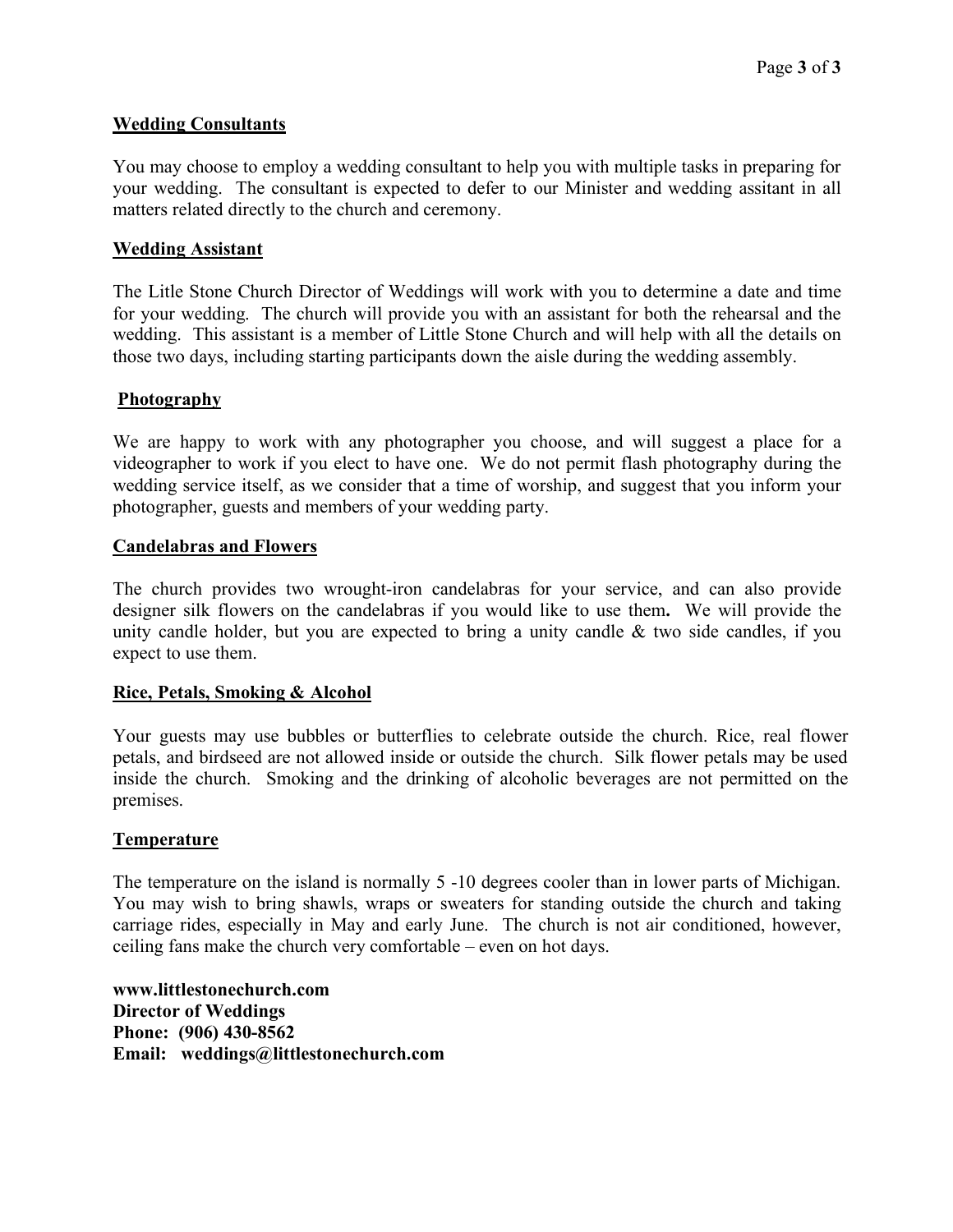## Wedding Consultants

You may choose to employ a wedding consultant to help you with multiple tasks in preparing for your wedding. The consultant is expected to defer to our Minister and wedding assitant in all matters related directly to the church and ceremony.

## Wedding Assistant

The Litle Stone Church Director of Weddings will work with you to determine a date and time for your wedding. The church will provide you with an assistant for both the rehearsal and the wedding. This assistant is a member of Little Stone Church and will help with all the details on those two days, including starting participants down the aisle during the wedding assembly.

## Photography

We are happy to work with any photographer you choose, and will suggest a place for a videographer to work if you elect to have one. We do not permit flash photography during the wedding service itself, as we consider that a time of worship, and suggest that you inform your photographer, guests and members of your wedding party.

## Candelabras and Flowers

The church provides two wrought-iron candelabras for your service, and can also provide designer silk flowers on the candelabras if you would like to use them**.** We will provide the unity candle holder, but you are expected to bring a unity candle & two side candles, if you expect to use them.

## Rice, Petals, Smoking & Alcohol

Your guests may use bubbles or butterflies to celebrate outside the church. Rice, real flower petals, and birdseed are not allowed inside or outside the church. Silk flower petals may be used inside the church. Smoking and the drinking of alcoholic beverages are not permitted on the premises.

## Temperature

The temperature on the island is normally 5 -10 degrees cooler than in lower parts of Michigan. You may wish to bring shawls, wraps or sweaters for standing outside the church and taking carriage rides, especially in May and early June. The church is not air conditioned, however, ceiling fans make the church very comfortable – even on hot days.

**www.littlestonechurch.com**
**Director of Weddings**
**Phone: (906) 430-8562**
**Email: weddings@littlestonechurch.com**